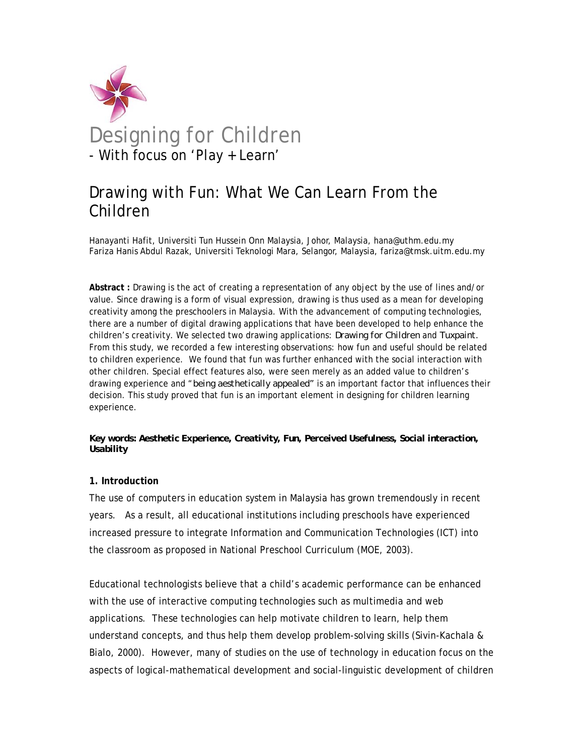# Designing for Children

- With focus on 'Play + Learn'

## Drawing with Fun: What We Can Learn From the Children

Hanayanti Hafit, Universiti Tun Hussein Onn Malaysia, Johor, Malaysia, hana@uthm.edu.my
Fariza Hanis Abdul Razak, Universiti Teknologi Mara, Selangor, Malaysia, fariza@tmsk.uitm.edu.my

**Abstract :** Drawing is the act of creating a representation of any object by the use of lines and/or value. Since drawing is a form of visual expression, drawing is thus used as a mean for developing creativity among the preschoolers in Malaysia. With the advancement of computing technologies, there are a number of digital drawing applications that have been developed to help enhance the children's creativity. We selected two drawing applications: *Drawing for Children* and *Tuxpaint*. From this study, we recorded a few interesting observations: how fun and useful should be related to children experience. We found that fun was further enhanced with the social interaction with other children. Special effect features also, were seen merely as an added value to children's drawing experience and "*being aesthetically appealed*" is an important factor that influences their decision. This study proved that fun is an important element in designing for children learning experience.

**Key words: Aesthetic Experience, Creativity, Fun, Perceived Usefulness, Social interaction, Usability**

### 1. Introduction

The use of computers in education system in Malaysia has grown tremendously in recent years. As a result, all educational institutions including preschools have experienced increased pressure to integrate Information and Communication Technologies (ICT) into the classroom as proposed in National Preschool Curriculum (MOE, 2003).

Educational technologists believe that a child's academic performance can be enhanced with the use of interactive computing technologies such as multimedia and web applications. These technologies can help motivate children to learn, help them understand concepts, and thus help them develop problem-solving skills (Sivin-Kachala & Bialo, 2000). However, many of studies on the use of technology in education focus on the aspects of logical-mathematical development and social-linguistic development of children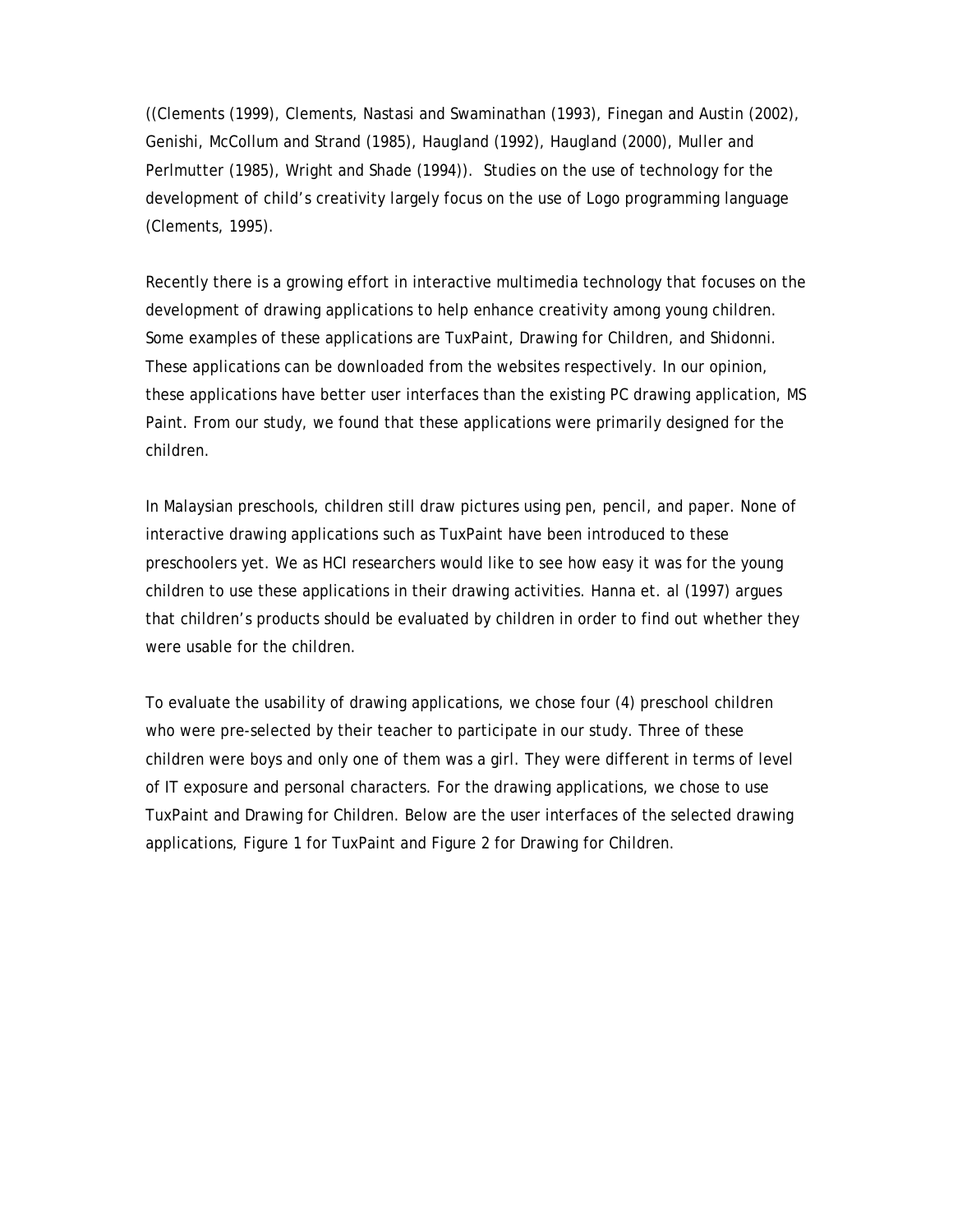((Clements (1999), Clements, Nastasi and Swaminathan (1993), Finegan and Austin (2002), Genishi, McCollum and Strand (1985), Haugland (1992), Haugland (2000), Muller and Perlmutter (1985), Wright and Shade (1994)). Studies on the use of technology for the development of child's creativity largely focus on the use of Logo programming language (Clements, 1995).

Recently there is a growing effort in interactive multimedia technology that focuses on the development of drawing applications to help enhance creativity among young children. Some examples of these applications are TuxPaint, Drawing for Children, and Shidonni. These applications can be downloaded from the websites respectively. In our opinion, these applications have better user interfaces than the existing PC drawing application, MS Paint. From our study, we found that these applications were primarily designed for the children.

In Malaysian preschools, children still draw pictures using pen, pencil, and paper. None of interactive drawing applications such as TuxPaint have been introduced to these preschoolers yet. We as HCI researchers would like to see how easy it was for the young children to use these applications in their drawing activities. Hanna et. al (1997) argues that children's products should be evaluated by children in order to find out whether they were usable for the children.

To evaluate the usability of drawing applications, we chose four (4) preschool children who were pre-selected by their teacher to participate in our study. Three of these children were boys and only one of them was a girl. They were different in terms of level of IT exposure and personal characters. For the drawing applications, we chose to use TuxPaint and Drawing for Children. Below are the user interfaces of the selected drawing applications, Figure 1 for TuxPaint and Figure 2 for Drawing for Children.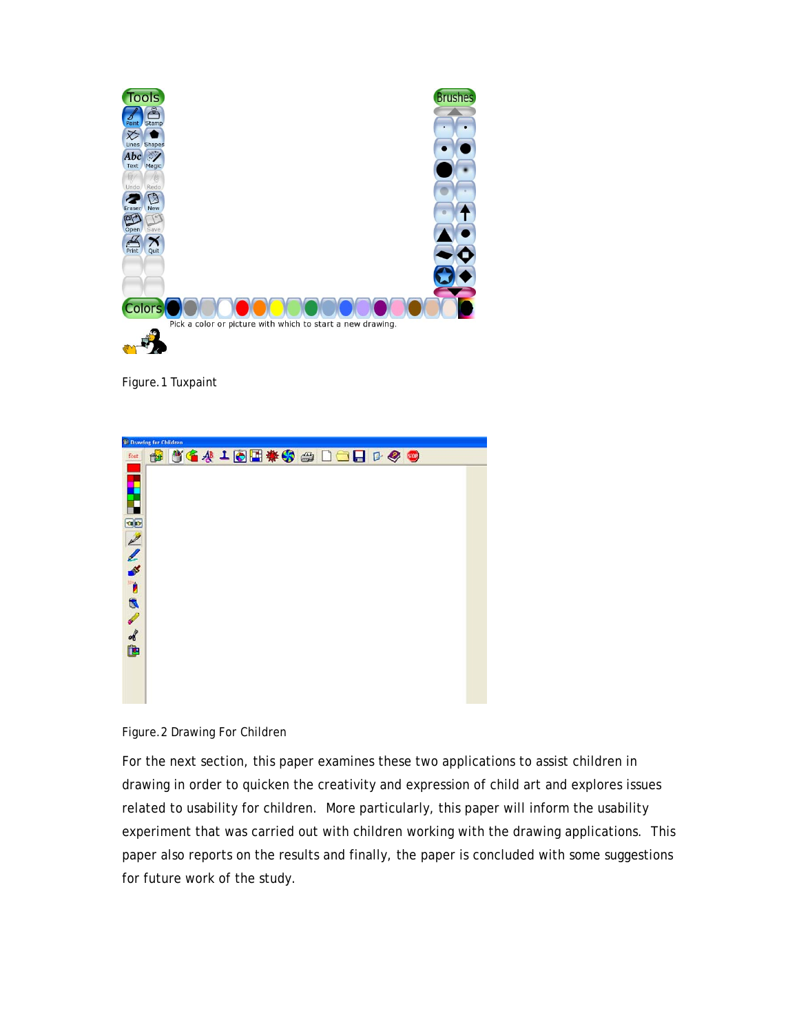Figure. 1 Tuxpaint

Figure. 2 Drawing For Children

For the next section, this paper examines these two applications to assist children in drawing in order to quicken the creativity and expression of child art and explores issues related to usability for children. More particularly, this paper will inform the usability experiment that was carried out with children working with the drawing applications. This paper also reports on the results and finally, the paper is concluded with some suggestions for future work of the study.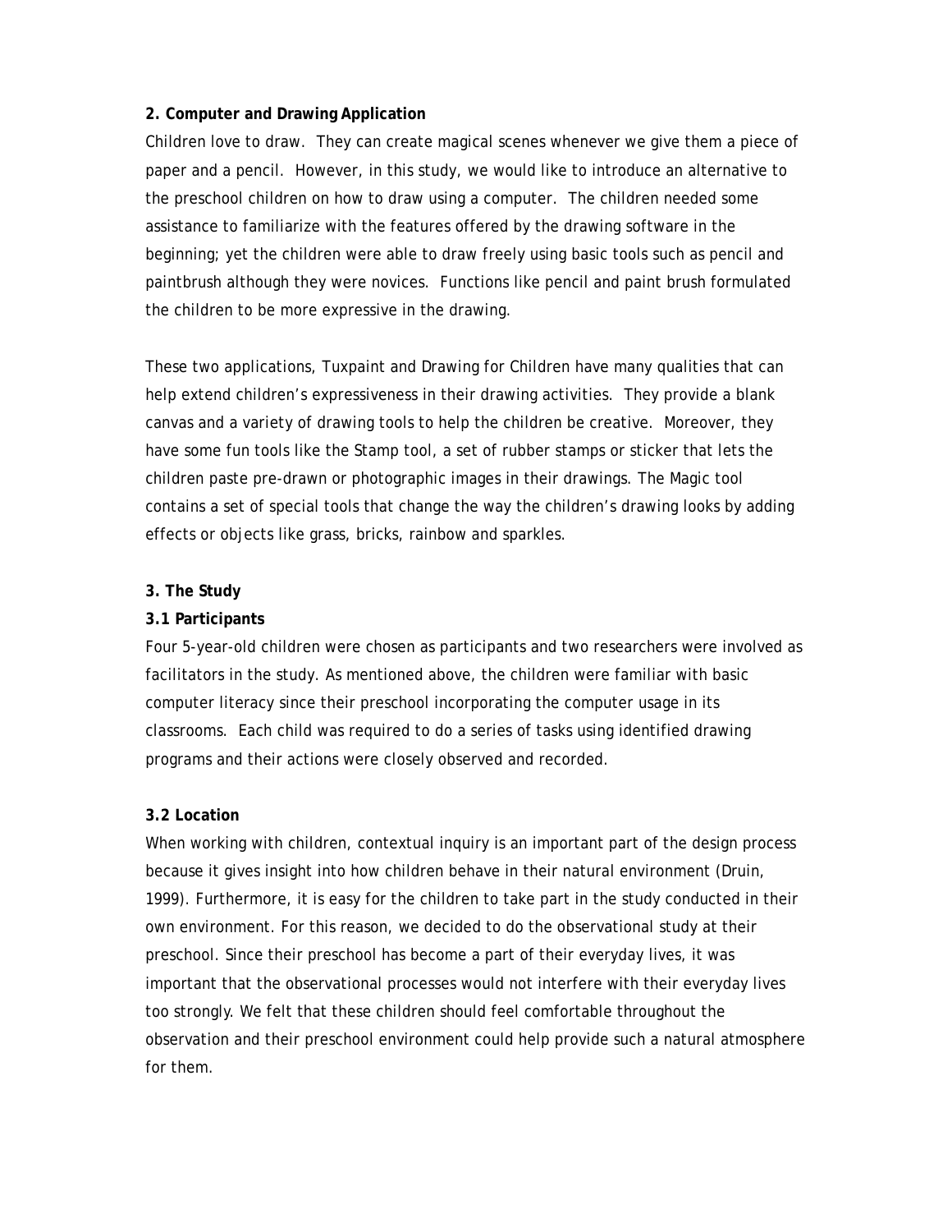**2. Computer and Drawing Application**

Children love to draw. They can create magical scenes whenever we give them a piece of paper and a pencil. However, in this study, we would like to introduce an alternative to the preschool children on how to draw using a computer. The children needed some assistance to familiarize with the features offered by the drawing software in the beginning; yet the children were able to draw freely using basic tools such as pencil and paintbrush although they were novices. Functions like pencil and paint brush formulated the children to be more expressive in the drawing.

These two applications, Tuxpaint and Drawing for Children have many qualities that can help extend children's expressiveness in their drawing activities. They provide a blank canvas and a variety of drawing tools to help the children be creative. Moreover, they have some fun tools like the Stamp tool, a set of rubber stamps or sticker that lets the children paste pre-drawn or photographic images in their drawings. The Magic tool contains a set of special tools that change the way the children's drawing looks by adding effects or objects like grass, bricks, rainbow and sparkles.

**3. The Study**

**3.1 Participants**

Four 5-year-old children were chosen as participants and two researchers were involved as facilitators in the study. As mentioned above, the children were familiar with basic computer literacy since their preschool incorporating the computer usage in its classrooms. Each child was required to do a series of tasks using identified drawing programs and their actions were closely observed and recorded.

**3.2 Location**

When working with children, contextual inquiry is an important part of the design process because it gives insight into how children behave in their natural environment (Druin, 1999). Furthermore, it is easy for the children to take part in the study conducted in their own environment. For this reason, we decided to do the observational study at their preschool. Since their preschool has become a part of their everyday lives, it was important that the observational processes would not interfere with their everyday lives too strongly. We felt that these children should feel comfortable throughout the observation and their preschool environment could help provide such a natural atmosphere for them.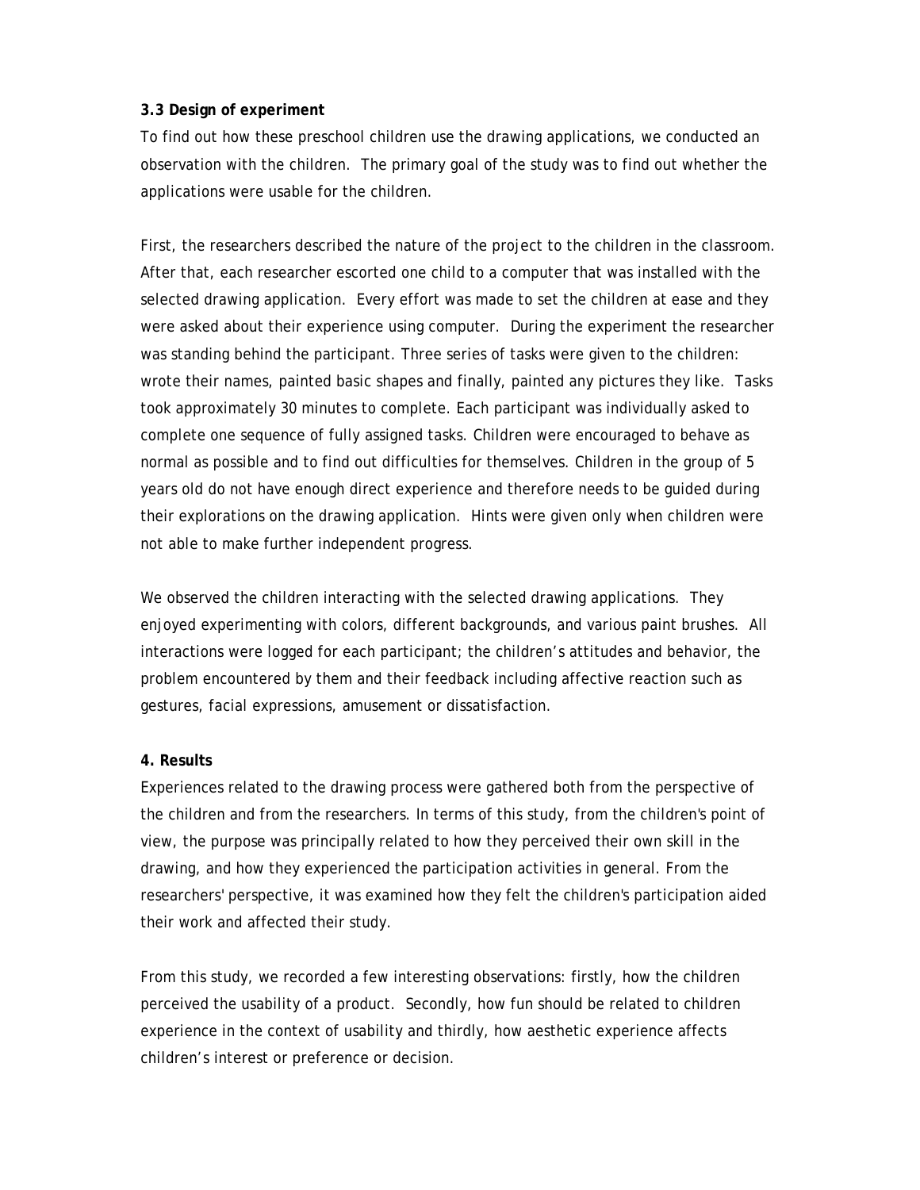**3.3 Design of experiment**

To find out how these preschool children use the drawing applications, we conducted an observation with the children. The primary goal of the study was to find out whether the applications were usable for the children.

First, the researchers described the nature of the project to the children in the classroom. After that, each researcher escorted one child to a computer that was installed with the selected drawing application. Every effort was made to set the children at ease and they were asked about their experience using computer. During the experiment the researcher was standing behind the participant. Three series of tasks were given to the children: wrote their names, painted basic shapes and finally, painted any pictures they like. Tasks took approximately 30 minutes to complete. Each participant was individually asked to complete one sequence of fully assigned tasks. Children were encouraged to behave as normal as possible and to find out difficulties for themselves. Children in the group of 5 years old do not have enough direct experience and therefore needs to be guided during their explorations on the drawing application. Hints were given only when children were not able to make further independent progress.

We observed the children interacting with the selected drawing applications. They enjoyed experimenting with colors, different backgrounds, and various paint brushes. All interactions were logged for each participant; the children's attitudes and behavior, the problem encountered by them and their feedback including affective reaction such as gestures, facial expressions, amusement or dissatisfaction.

**4. Results**

Experiences related to the drawing process were gathered both from the perspective of the children and from the researchers. In terms of this study, from the children's point of view, the purpose was principally related to how they perceived their own skill in the drawing, and how they experienced the participation activities in general. From the researchers' perspective, it was examined how they felt the children's participation aided their work and affected their study.

From this study, we recorded a few interesting observations: firstly, how the children perceived the usability of a product. Secondly, how fun should be related to children experience in the context of usability and thirdly, how aesthetic experience affects children's interest or preference or decision.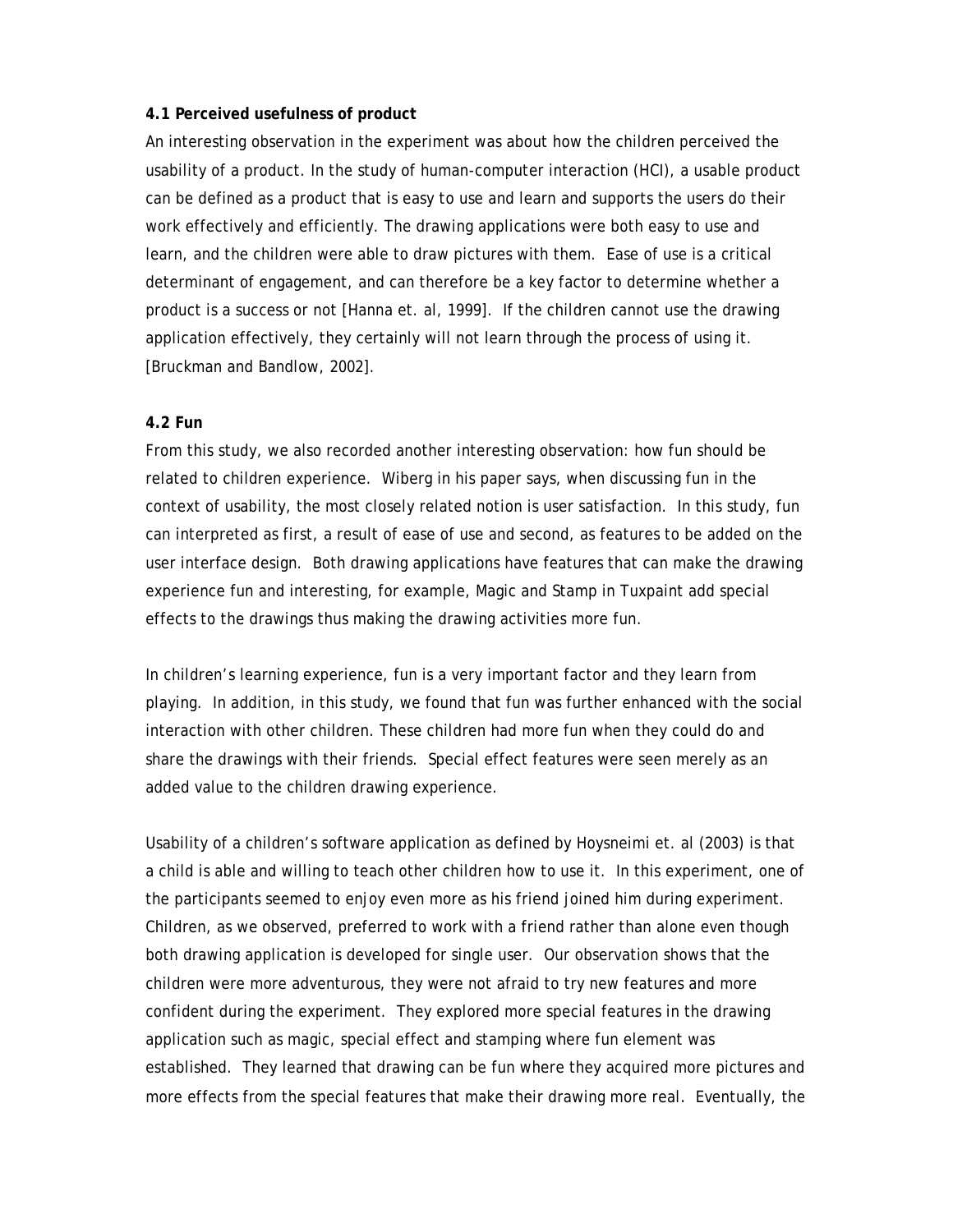**4.1 Perceived usefulness of product**

An interesting observation in the experiment was about how the children perceived the usability of a product. In the study of human-computer interaction (HCI), a usable product can be defined as a product that is easy to use and learn and supports the users do their work effectively and efficiently. The drawing applications were both easy to use and learn, and the children were able to draw pictures with them. Ease of use is a critical determinant of engagement, and can therefore be a key factor to determine whether a product is a success or not [Hanna et. al, 1999]. If the children cannot use the drawing application effectively, they certainly will not learn through the process of using it. [Bruckman and Bandlow, 2002].

**4.2 Fun**

From this study, we also recorded another interesting observation: how fun should be related to children experience. Wiberg in his paper says, when discussing fun in the context of usability, the most closely related notion is user satisfaction. In this study, fun can interpreted as first, a result of ease of use and second, as features to be added on the user interface design. Both drawing applications have features that can make the drawing experience fun and interesting, for example, Magic and Stamp in Tuxpaint add special effects to the drawings thus making the drawing activities more fun.

In children's learning experience, fun is a very important factor and they learn from playing. In addition, in this study, we found that fun was further enhanced with the social interaction with other children. These children had more fun when they could do and share the drawings with their friends. Special effect features were seen merely as an added value to the children drawing experience.

Usability of a children's software application as defined by Hoysneimi et. al (2003) is that a child is able and willing to teach other children how to use it. In this experiment, one of the participants seemed to enjoy even more as his friend joined him during experiment. Children, as we observed, preferred to work with a friend rather than alone even though both drawing application is developed for single user. Our observation shows that the children were more adventurous, they were not afraid to try new features and more confident during the experiment. They explored more special features in the drawing application such as magic, special effect and stamping where fun element was established. They learned that drawing can be fun where they acquired more pictures and more effects from the special features that make their drawing more real. Eventually, the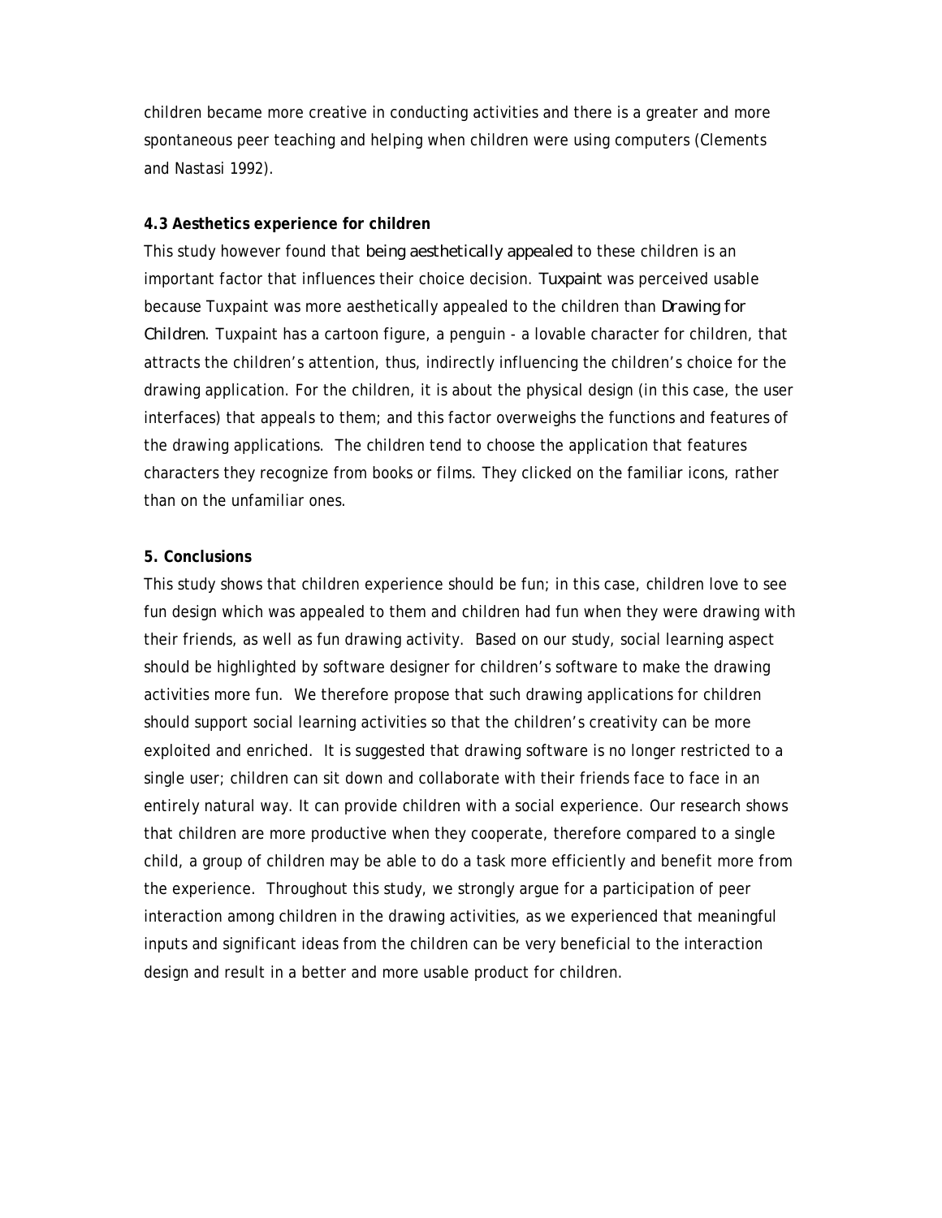children became more creative in conducting activities and there is a greater and more spontaneous peer teaching and helping when children were using computers (Clements and Nastasi 1992).

### 4.3 Aesthetics experience for children

This study however found that *being aesthetically appealed* to these children is an important factor that influences their choice decision. *Tuxpaint* was perceived usable because Tuxpaint was more aesthetically appealed to the children than *Drawing for Children*. Tuxpaint has a cartoon figure, a penguin - a lovable character for children, that attracts the children's attention, thus, indirectly influencing the children's choice for the drawing application. For the children, it is about the physical design (in this case, the user interfaces) that appeals to them; and this factor overweighs the functions and features of the drawing applications. The children tend to choose the application that features characters they recognize from books or films. They clicked on the familiar icons, rather than on the unfamiliar ones.

## 5. Conclusions

This study shows that children experience should be fun; in this case, children love to see fun design which was appealed to them and children had fun when they were drawing with their friends, as well as fun drawing activity. Based on our study, social learning aspect should be highlighted by software designer for children's software to make the drawing activities more fun. We therefore propose that such drawing applications for children should support social learning activities so that the children's creativity can be more exploited and enriched. It is suggested that drawing software is no longer restricted to a single user; children can sit down and collaborate with their friends face to face in an entirely natural way. It can provide children with a social experience. Our research shows that children are more productive when they cooperate, therefore compared to a single child, a group of children may be able to do a task more efficiently and benefit more from the experience. Throughout this study, we strongly argue for a participation of peer interaction among children in the drawing activities, as we experienced that meaningful inputs and significant ideas from the children can be very beneficial to the interaction design and result in a better and more usable product for children.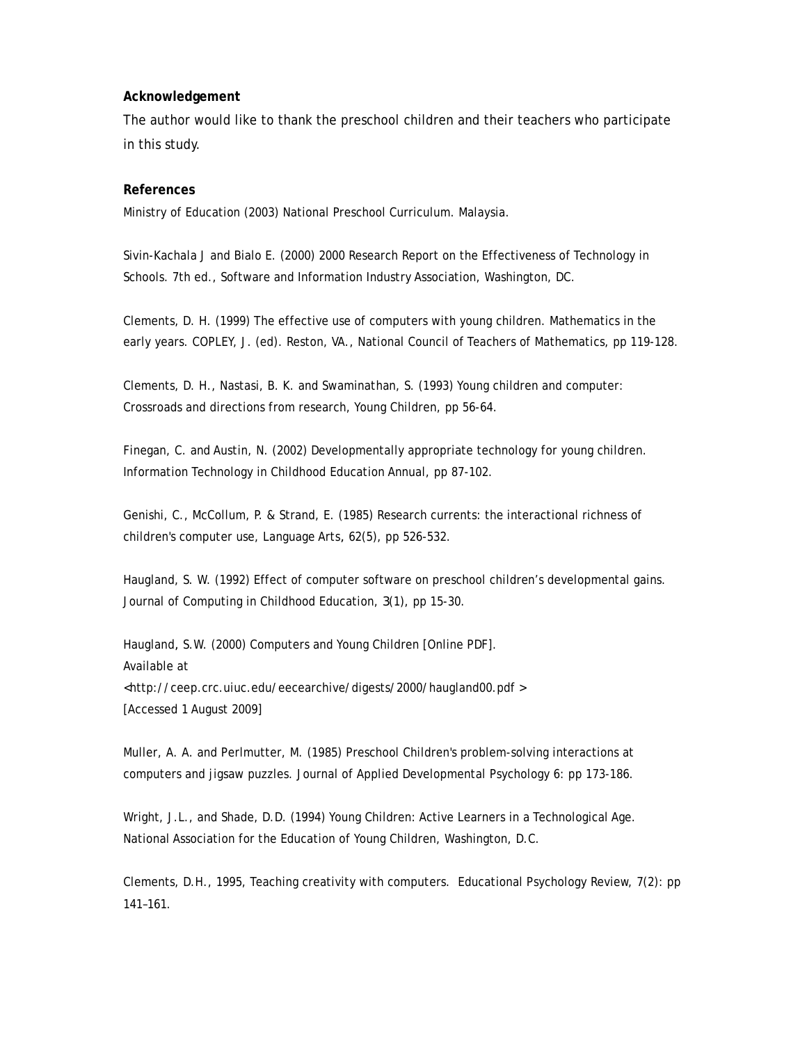**Acknowledgement**

The author would like to thank the preschool children and their teachers who participate in this study.

**References**

Ministry of Education (2003) National Preschool Curriculum. Malaysia.

Sivin-Kachala J and Bialo E. (2000) 2000 Research Report on the Effectiveness of Technology in Schools. 7th ed., Software and Information Industry Association, Washington, DC.

Clements, D. H. (1999) The effective use of computers with young children. Mathematics in the early years. COPLEY, J. (ed). Reston, VA., National Council of Teachers of Mathematics, pp 119-128.

Clements, D. H., Nastasi, B. K. and Swaminathan, S. (1993) Young children and computer: Crossroads and directions from research, Young Children, pp 56-64.

Finegan, C. and Austin, N. (2002) Developmentally appropriate technology for young children. Information Technology in Childhood Education Annual, pp 87-102.

Genishi, C., McCollum, P. & Strand, E. (1985) Research currents: the interactional richness of children's computer use, Language Arts, 62(5), pp 526-532.

Haugland, S. W. (1992) Effect of computer software on preschool children's developmental gains. Journal of Computing in Childhood Education, 3(1), pp 15-30.

Haugland, S.W. (2000) Computers and Young Children [Online PDF].
Available at
<http://ceep.crc.uiuc.edu/eecearchive/digests/2000/haugland00.pdf >
[Accessed 1 August 2009]

Muller, A. A. and Perlmutter, M. (1985) Preschool Children's problem-solving interactions at computers and jigsaw puzzles. Journal of Applied Developmental Psychology 6: pp 173-186.

Wright, J.L., and Shade, D.D. (1994) Young Children: Active Learners in a Technological Age. National Association for the Education of Young Children, Washington, D.C.

Clements, D.H., 1995, Teaching creativity with computers. Educational Psychology Review, 7(2): pp 141–161.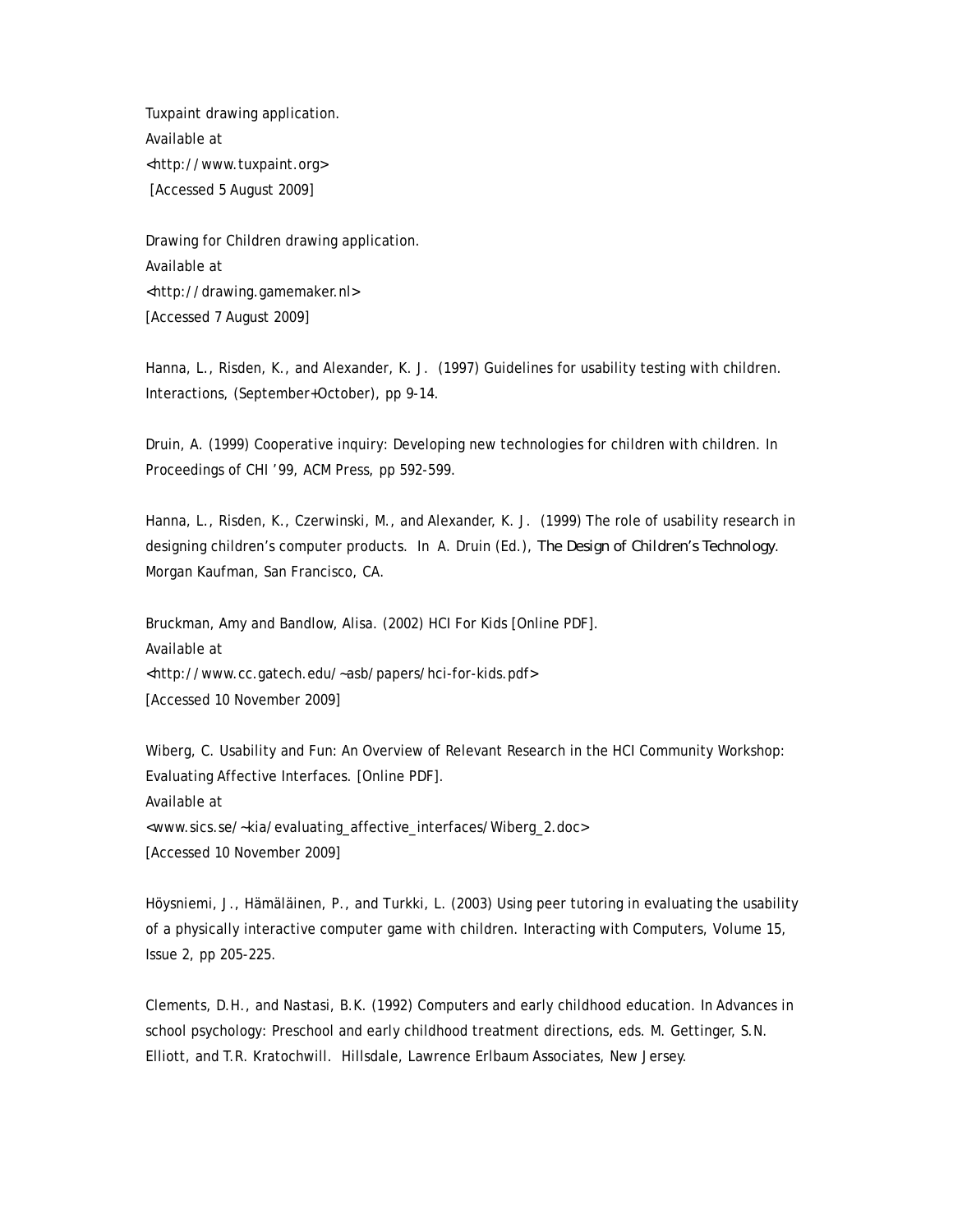Tuxpaint drawing application.
Available at
<http://www.tuxpaint.org>
[Accessed 5 August 2009]

Drawing for Children drawing application.
Available at
<http://drawing.gamemaker.nl>
[Accessed 7 August 2009]

Hanna, L., Risden, K., and Alexander, K. J. (1997) Guidelines for usability testing with children. Interactions, (September+October), pp 9-14.

Druin, A. (1999) Cooperative inquiry: Developing new technologies for children with children. In Proceedings of CHI '99, ACM Press, pp 592-599.

Hanna, L., Risden, K., Czerwinski, M., and Alexander, K. J. (1999) The role of usability research in designing children's computer products. In A. Druin (Ed.), *The Design of Children's Technology*. Morgan Kaufman, San Francisco, CA.

Bruckman, Amy and Bandlow, Alisa. (2002) HCI For Kids [Online PDF].
Available at
<http://www.cc.gatech.edu/~asb/papers/hci-for-kids.pdf>
[Accessed 10 November 2009]

Wiberg, C. Usability and Fun: An Overview of Relevant Research in the HCI Community Workshop: Evaluating Affective Interfaces. [Online PDF].
Available at
<www.sics.se/~kia/evaluating_affective_interfaces/Wiberg_2.doc>
[Accessed 10 November 2009]

Höysniemi, J., Hämäläinen, P., and Turkki, L. (2003) Using peer tutoring in evaluating the usability of a physically interactive computer game with children. Interacting with Computers, Volume 15, Issue 2, pp 205-225.

Clements, D.H., and Nastasi, B.K. (1992) Computers and early childhood education. In Advances in school psychology: Preschool and early childhood treatment directions, eds. M. Gettinger, S.N. Elliott, and T.R. Kratochwill. Hillsdale, Lawrence Erlbaum Associates, New Jersey.